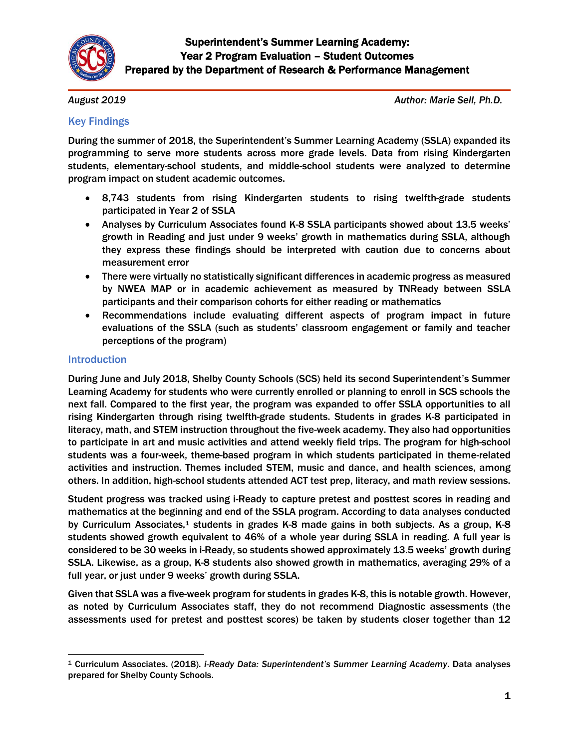# Superintendent's Summer Learning Academy: Year 2 Program Evaluation – Student Outcomes

## Prepared by the Department of Research & Performance Management

*August 2019* *Author: Marie Sell, Ph.D.*

## Key Findings

During the summer of 2018, the Superintendent's Summer Learning Academy (SSLA) expanded its programming to serve more students across more grade levels. Data from rising Kindergarten students, elementary-school students, and middle-school students were analyzed to determine program impact on student academic outcomes.

- 8,743 students from rising Kindergarten students to rising twelfth-grade students participated in Year 2 of SSLA
- Analyses by Curriculum Associates found K-8 SSLA participants showed about 13.5 weeks' growth in Reading and just under 9 weeks' growth in mathematics during SSLA, although they express these findings should be interpreted with caution due to concerns about measurement error
- There were virtually no statistically significant differences in academic progress as measured by NWEA MAP or in academic achievement as measured by TNReady between SSLA participants and their comparison cohorts for either reading or mathematics
- Recommendations include evaluating different aspects of program impact in future evaluations of the SSLA (such as students' classroom engagement or family and teacher perceptions of the program)

## Introduction

During June and July 2018, Shelby County Schools (SCS) held its second Superintendent's Summer Learning Academy for students who were currently enrolled or planning to enroll in SCS schools the next fall. Compared to the first year, the program was expanded to offer SSLA opportunities to all rising Kindergarten through rising twelfth-grade students. Students in grades K-8 participated in literacy, math, and STEM instruction throughout the five-week academy. They also had opportunities to participate in art and music activities and attend weekly field trips. The program for high-school students was a four-week, theme-based program in which students participated in theme-related activities and instruction. Themes included STEM, music and dance, and health sciences, among others. In addition, high-school students attended ACT test prep, literacy, and math review sessions.

Student progress was tracked using i-Ready to capture pretest and posttest scores in reading and mathematics at the beginning and end of the SSLA program. According to data analyses conducted by Curriculum Associates,[1] students in grades K-8 made gains in both subjects. As a group, K-8 students showed growth equivalent to 46% of a whole year during SSLA in reading. A full year is considered to be 30 weeks in i-Ready, so students showed approximately 13.5 weeks' growth during SSLA. Likewise, as a group, K-8 students also showed growth in mathematics, averaging 29% of a full year, or just under 9 weeks' growth during SSLA.

Given that SSLA was a five-week program for students in grades K-8, this is notable growth. However, as noted by Curriculum Associates staff, they do not recommend Diagnostic assessments (the assessments used for pretest and posttest scores) be taken by students closer together than 12

[1] Curriculum Associates. (2018). *i-Ready Data: Superintendent's Summer Learning Academy*. Data analyses prepared for Shelby County Schools.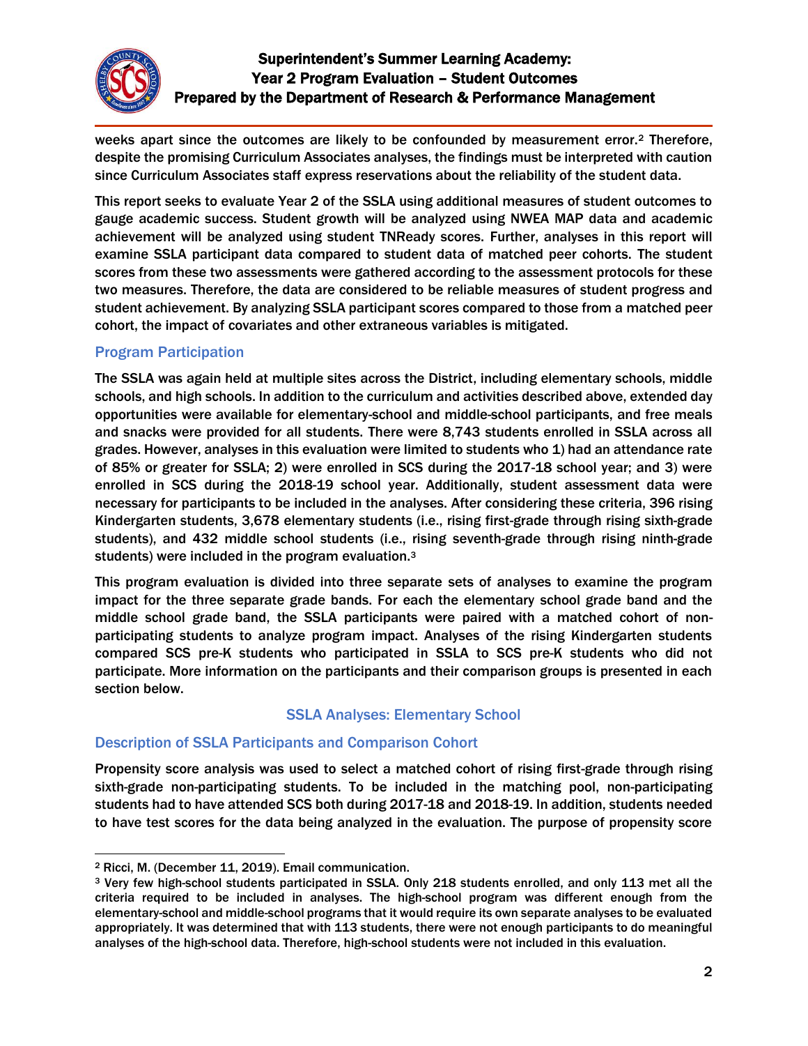weeks apart since the outcomes are likely to be confounded by measurement error.[2] Therefore, despite the promising Curriculum Associates analyses, the findings must be interpreted with caution since Curriculum Associates staff express reservations about the reliability of the student data.

This report seeks to evaluate Year 2 of the SSLA using additional measures of student outcomes to gauge academic success. Student growth will be analyzed using NWEA MAP data and academic achievement will be analyzed using student TNReady scores. Further, analyses in this report will examine SSLA participant data compared to student data of matched peer cohorts. The student scores from these two assessments were gathered according to the assessment protocols for these two measures. Therefore, the data are considered to be reliable measures of student progress and student achievement. By analyzing SSLA participant scores compared to those from a matched peer cohort, the impact of covariates and other extraneous variables is mitigated.

## Program Participation

The SSLA was again held at multiple sites across the District, including elementary schools, middle schools, and high schools. In addition to the curriculum and activities described above, extended day opportunities were available for elementary-school and middle-school participants, and free meals and snacks were provided for all students. There were 8,743 students enrolled in SSLA across all grades. However, analyses in this evaluation were limited to students who 1) had an attendance rate of 85% or greater for SSLA; 2) were enrolled in SCS during the 2017-18 school year; and 3) were enrolled in SCS during the 2018-19 school year. Additionally, student assessment data were necessary for participants to be included in the analyses. After considering these criteria, 396 rising Kindergarten students, 3,678 elementary students (i.e., rising first-grade through rising sixth-grade students), and 432 middle school students (i.e., rising seventh-grade through rising ninth-grade students) were included in the program evaluation.[3]

This program evaluation is divided into three separate sets of analyses to examine the program impact for the three separate grade bands. For each the elementary school grade band and the middle school grade band, the SSLA participants were paired with a matched cohort of non-participating students to analyze program impact. Analyses of the rising Kindergarten students compared SCS pre-K students who participated in SSLA to SCS pre-K students who did not participate. More information on the participants and their comparison groups is presented in each section below.

## SSLA Analyses: Elementary School

### Description of SSLA Participants and Comparison Cohort

Propensity score analysis was used to select a matched cohort of rising first-grade through rising sixth-grade non-participating students. To be included in the matching pool, non-participating students had to have attended SCS both during 2017-18 and 2018-19. In addition, students needed to have test scores for the data being analyzed in the evaluation. The purpose of propensity score

---

[2] Ricci, M. (December 11, 2019). Email communication.

[3] Very few high-school students participated in SSLA. Only 218 students enrolled, and only 113 met all the criteria required to be included in analyses. The high-school program was different enough from the elementary-school and middle-school programs that it would require its own separate analyses to be evaluated appropriately. It was determined that with 113 students, there were not enough participants to do meaningful analyses of the high-school data. Therefore, high-school students were not included in this evaluation.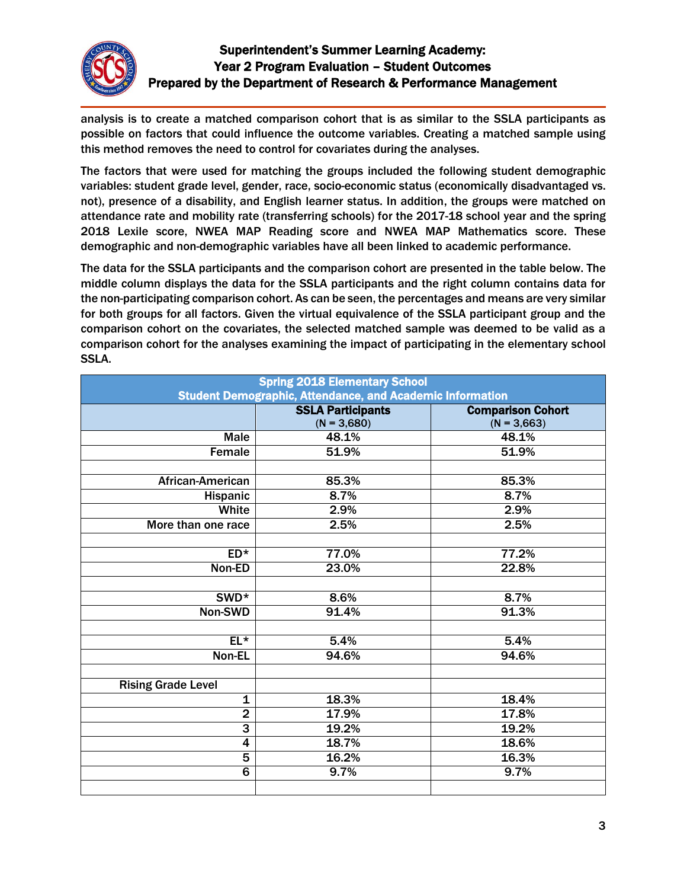analysis is to create a matched comparison cohort that is as similar to the SSLA participants as possible on factors that could influence the outcome variables. Creating a matched sample using this method removes the need to control for covariates during the analyses.

The factors that were used for matching the groups included the following student demographic variables: student grade level, gender, race, socio-economic status (economically disadvantaged vs. not), presence of a disability, and English learner status. In addition, the groups were matched on attendance rate and mobility rate (transferring schools) for the 2017-18 school year and the spring 2018 Lexile score, NWEA MAP Reading score and NWEA MAP Mathematics score. These demographic and non-demographic variables have all been linked to academic performance.

The data for the SSLA participants and the comparison cohort are presented in the table below. The middle column displays the data for the SSLA participants and the right column contains data for the non-participating comparison cohort. As can be seen, the percentages and means are very similar for both groups for all factors. Given the virtual equivalence of the SSLA participant group and the comparison cohort on the covariates, the selected matched sample was deemed to be valid as a comparison cohort for the analyses examining the impact of participating in the elementary school SSLA.

| Spring 2018 Elementary School Student Demographic, Attendance, and Academic Information | | |
|---|---|---|
| | **SSLA Participants** (N = 3,680) | **Comparison Cohort** (N = 3,663) |
| Male | 48.1% | 48.1% |
| Female | 51.9% | 51.9% |
| | | |
| African-American | 85.3% | 85.3% |
| Hispanic | 8.7% | 8.7% |
| White | 2.9% | 2.9% |
| More than one race | 2.5% | 2.5% |
| | | |
| ED* | 77.0% | 77.2% |
| Non-ED | 23.0% | 22.8% |
| | | |
| SWD* | 8.6% | 8.7% |
| Non-SWD | 91.4% | 91.3% |
| | | |
| EL* | 5.4% | 5.4% |
| Non-EL | 94.6% | 94.6% |
| | | |
| Rising Grade Level | | |
| 1 | 18.3% | 18.4% |
| 2 | 17.9% | 17.8% |
| 3 | 19.2% | 19.2% |
| 4 | 18.7% | 18.6% |
| 5 | 16.2% | 16.3% |
| 6 | 9.7% | 9.7% |
| | | |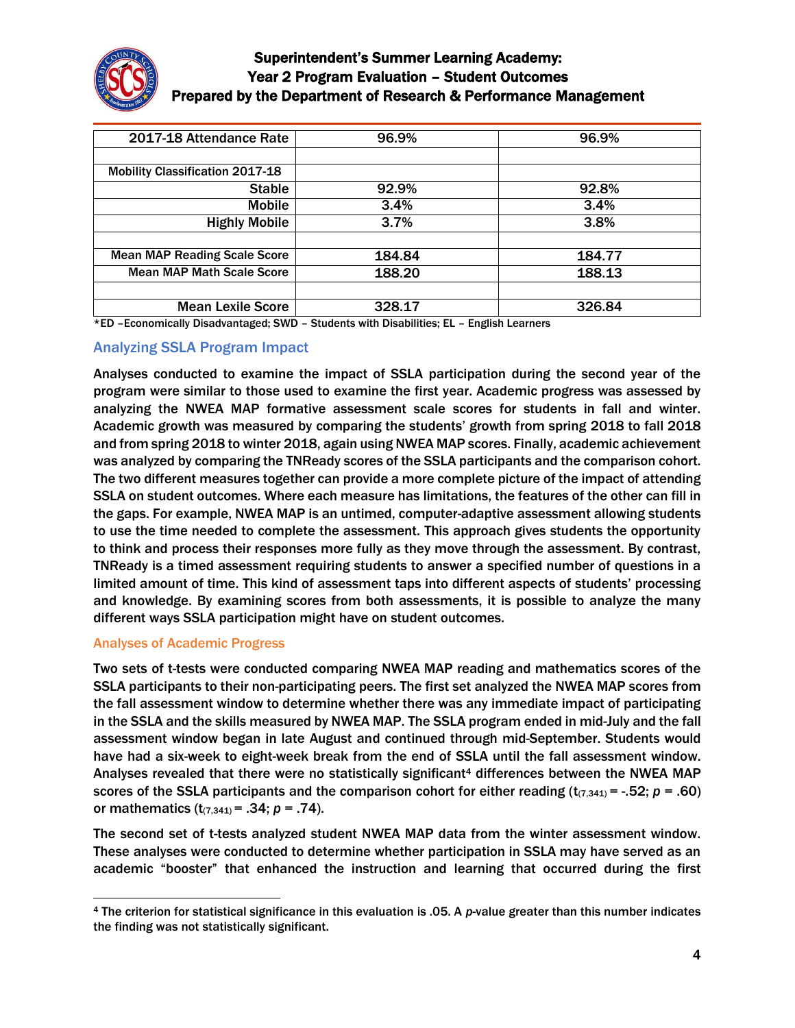| 2017-18 Attendance Rate | 96.9% | 96.9% |
|---|---|---|
| | | |
| **Mobility Classification 2017-18** | | |
| Stable | 92.9% | 92.8% |
| Mobile | 3.4% | 3.4% |
| Highly Mobile | 3.7% | 3.8% |
| | | |
| **Mean MAP Reading Scale Score** | 184.84 | 184.77 |
| **Mean MAP Math Scale Score** | 188.20 | 188.13 |
| | | |
| **Mean Lexile Score** | 328.17 | 326.84 |

*ED –Economically Disadvantaged; SWD – Students with Disabilities; EL – English Learners

## Analyzing SSLA Program Impact

Analyses conducted to examine the impact of SSLA participation during the second year of the program were similar to those used to examine the first year. Academic progress was assessed by analyzing the NWEA MAP formative assessment scale scores for students in fall and winter. Academic growth was measured by comparing the students' growth from spring 2018 to fall 2018 and from spring 2018 to winter 2018, again using NWEA MAP scores. Finally, academic achievement was analyzed by comparing the TNReady scores of the SSLA participants and the comparison cohort. The two different measures together can provide a more complete picture of the impact of attending SSLA on student outcomes. Where each measure has limitations, the features of the other can fill in the gaps. For example, NWEA MAP is an untimed, computer-adaptive assessment allowing students to use the time needed to complete the assessment. This approach gives students the opportunity to think and process their responses more fully as they move through the assessment. By contrast, TNReady is a timed assessment requiring students to answer a specified number of questions in a limited amount of time. This kind of assessment taps into different aspects of students' processing and knowledge. By examining scores from both assessments, it is possible to analyze the many different ways SSLA participation might have on student outcomes.

### Analyses of Academic Progress

Two sets of t-tests were conducted comparing NWEA MAP reading and mathematics scores of the SSLA participants to their non-participating peers. The first set analyzed the NWEA MAP scores from the fall assessment window to determine whether there was any immediate impact of participating in the SSLA and the skills measured by NWEA MAP. The SSLA program ended in mid-July and the fall assessment window began in late August and continued through mid-September. Students would have had a six-week to eight-week break from the end of SSLA until the fall assessment window. Analyses revealed that there were no statistically significant[4] differences between the NWEA MAP scores of the SSLA participants and the comparison cohort for either reading ($t_{(7,341)} = -.52$; $p = .60$) or mathematics ($t_{(7,341)} = .34$; $p = .74$).

The second set of t-tests analyzed student NWEA MAP data from the winter assessment window. These analyses were conducted to determine whether participation in SSLA may have served as an academic "booster" that enhanced the instruction and learning that occurred during the first

[4] The criterion for statistical significance in this evaluation is .05. A *p*-value greater than this number indicates the finding was not statistically significant.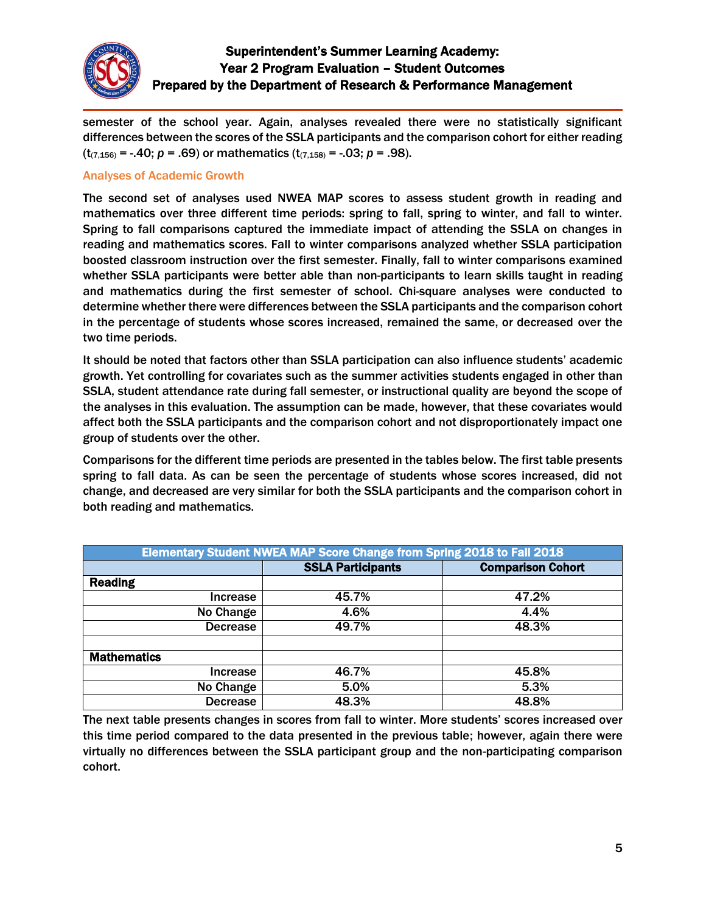semester of the school year. Again, analyses revealed there were no statistically significant differences between the scores of the SSLA participants and the comparison cohort for either reading ($t_{(7,156)} = -.40$; $p = .69$) or mathematics ($t_{(7,158)} = -.03$; $p = .98$).

### Analyses of Academic Growth

The second set of analyses used NWEA MAP scores to assess student growth in reading and mathematics over three different time periods: spring to fall, spring to winter, and fall to winter. Spring to fall comparisons captured the immediate impact of attending the SSLA on changes in reading and mathematics scores. Fall to winter comparisons analyzed whether SSLA participation boosted classroom instruction over the first semester. Finally, fall to winter comparisons examined whether SSLA participants were better able than non-participants to learn skills taught in reading and mathematics during the first semester of school. Chi-square analyses were conducted to determine whether there were differences between the SSLA participants and the comparison cohort in the percentage of students whose scores increased, remained the same, or decreased over the two time periods.

It should be noted that factors other than SSLA participation can also influence students' academic growth. Yet controlling for covariates such as the summer activities students engaged in other than SSLA, student attendance rate during fall semester, or instructional quality are beyond the scope of the analyses in this evaluation. The assumption can be made, however, that these covariates would affect both the SSLA participants and the comparison cohort and not disproportionately impact one group of students over the other.

Comparisons for the different time periods are presented in the tables below. The first table presents spring to fall data. As can be seen the percentage of students whose scores increased, did not change, and decreased are very similar for both the SSLA participants and the comparison cohort in both reading and mathematics.

| Elementary Student NWEA MAP Score Change from Spring 2018 to Fall 2018 | | |
|---|---|---|
| | **SSLA Participants** | **Comparison Cohort** |
| **Reading** | | |
| Increase | 45.7% | 47.2% |
| No Change | 4.6% | 4.4% |
| Decrease | 49.7% | 48.3% |
| | | |
| **Mathematics** | | |
| Increase | 46.7% | 45.8% |
| No Change | 5.0% | 5.3% |
| Decrease | 48.3% | 48.8% |

The next table presents changes in scores from fall to winter. More students' scores increased over this time period compared to the data presented in the previous table; however, again there were virtually no differences between the SSLA participant group and the non-participating comparison cohort.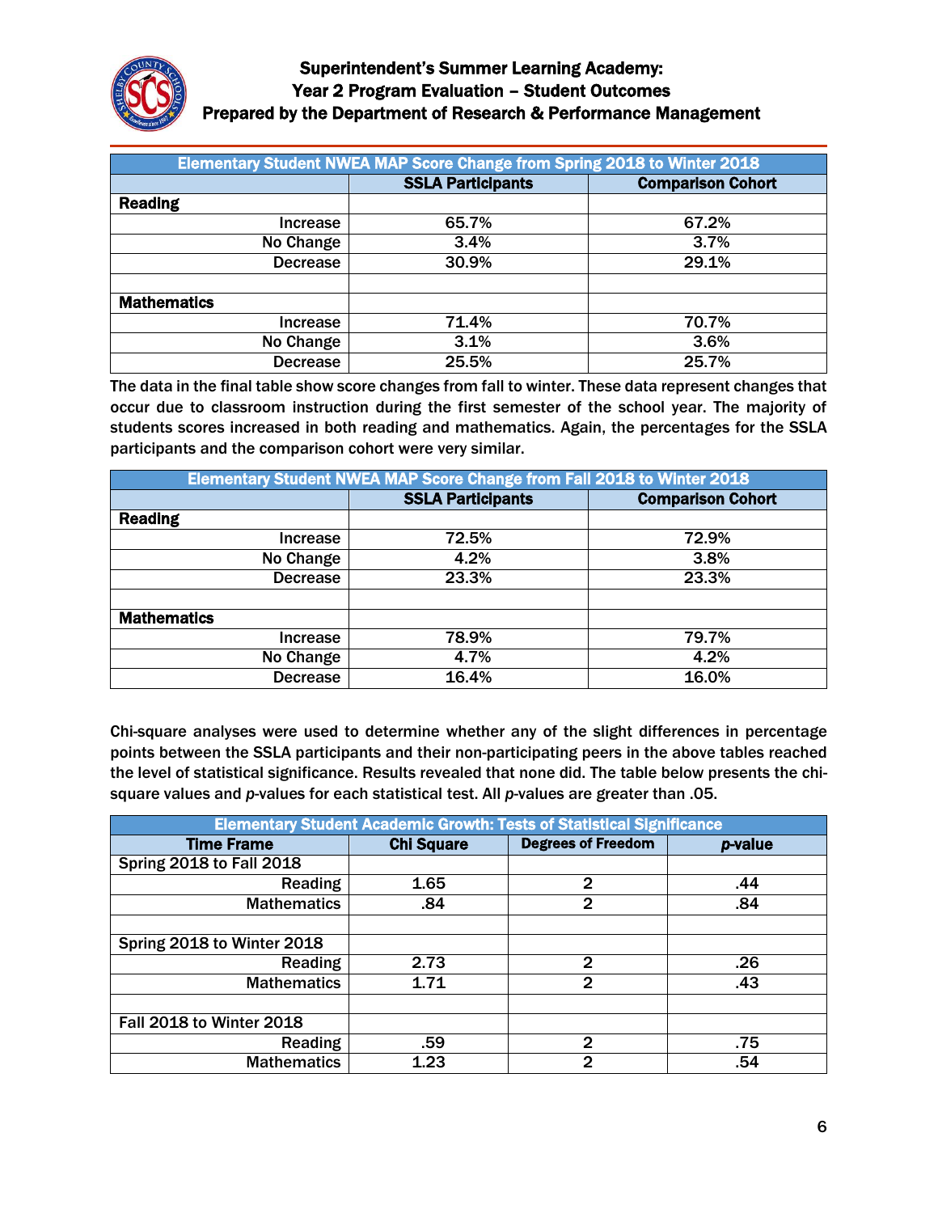| Elementary Student NWEA MAP Score Change from Spring 2018 to Winter 2018 | | |
|---|---|---|
| | **SSLA Participants** | **Comparison Cohort** |
| **Reading** | | |
| Increase | 65.7% | 67.2% |
| No Change | 3.4% | 3.7% |
| Decrease | 30.9% | 29.1% |
| | | |
| **Mathematics** | | |
| Increase | 71.4% | 70.7% |
| No Change | 3.1% | 3.6% |
| Decrease | 25.5% | 25.7% |

The data in the final table show score changes from fall to winter. These data represent changes that occur due to classroom instruction during the first semester of the school year. The majority of students scores increased in both reading and mathematics. Again, the percentages for the SSLA participants and the comparison cohort were very similar.

| Elementary Student NWEA MAP Score Change from Fall 2018 to Winter 2018 | | |
|---|---|---|
| | **SSLA Participants** | **Comparison Cohort** |
| **Reading** | | |
| Increase | 72.5% | 72.9% |
| No Change | 4.2% | 3.8% |
| Decrease | 23.3% | 23.3% |
| | | |
| **Mathematics** | | |
| Increase | 78.9% | 79.7% |
| No Change | 4.7% | 4.2% |
| Decrease | 16.4% | 16.0% |

Chi-square analyses were used to determine whether any of the slight differences in percentage points between the SSLA participants and their non-participating peers in the above tables reached the level of statistical significance. Results revealed that none did. The table below presents the chi-square values and *p*-values for each statistical test. All *p*-values are greater than .05.

| Elementary Student Academic Growth: Tests of Statistical Significance | | | |
|---|---|---|---|
| **Time Frame** | **Chi Square** | **Degrees of Freedom** | ***p*-value** |
| Spring 2018 to Fall 2018 | | | |
| Reading | 1.65 | 2 | .44 |
| Mathematics | .84 | 2 | .84 |
| | | | |
| Spring 2018 to Winter 2018 | | | |
| Reading | 2.73 | 2 | .26 |
| Mathematics | 1.71 | 2 | .43 |
| | | | |
| Fall 2018 to Winter 2018 | | | |
| Reading | .59 | 2 | .75 |
| Mathematics | 1.23 | 2 | .54 |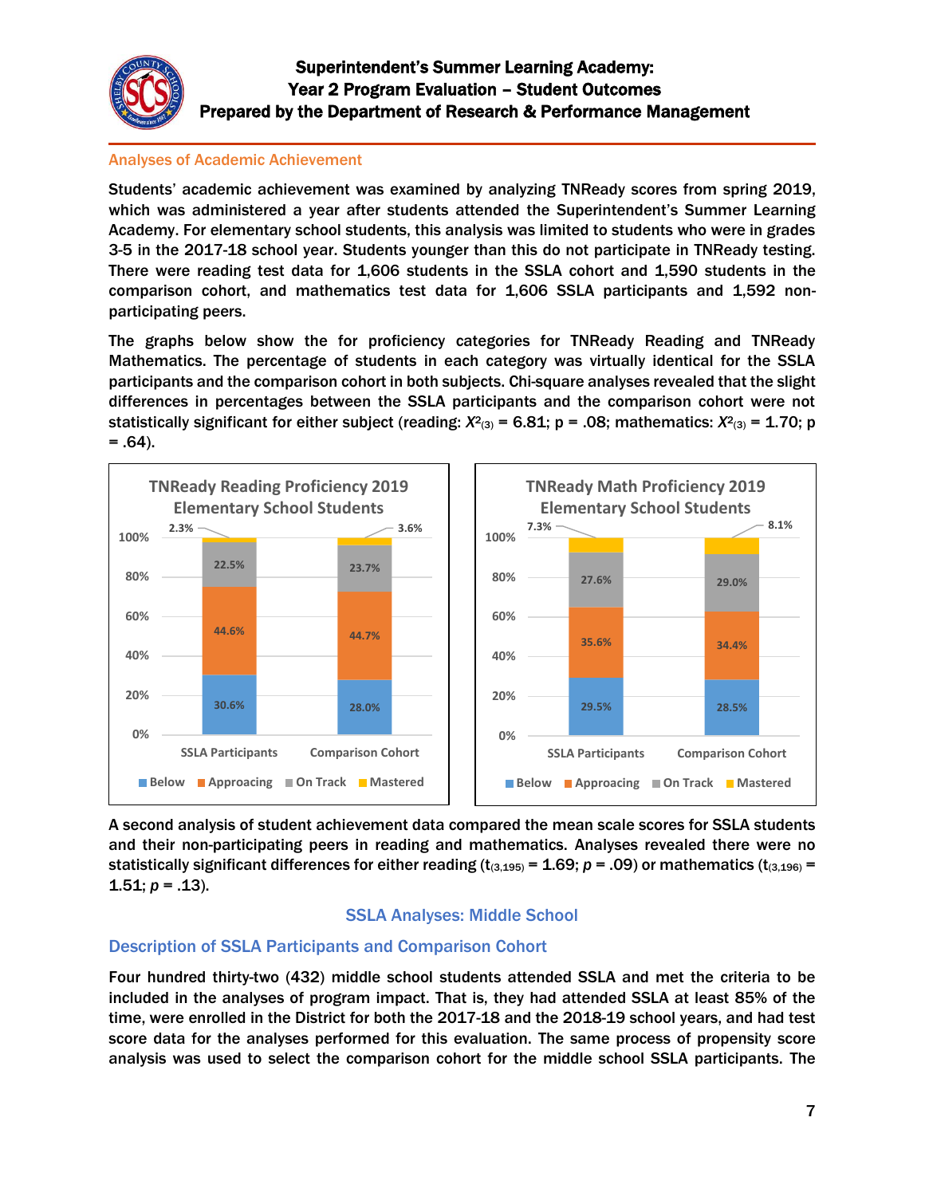## Analyses of Academic Achievement

Students' academic achievement was examined by analyzing TNReady scores from spring 2019, which was administered a year after students attended the Superintendent's Summer Learning Academy. For elementary school students, this analysis was limited to students who were in grades 3-5 in the 2017-18 school year. Students younger than this do not participate in TNReady testing. There were reading test data for 1,606 students in the SSLA cohort and 1,590 students in the comparison cohort, and mathematics test data for 1,606 SSLA participants and 1,592 non-participating peers.

The graphs below show the for proficiency categories for TNReady Reading and TNReady Mathematics. The percentage of students in each category was virtually identical for the SSLA participants and the comparison cohort in both subjects. Chi-square analyses revealed that the slight differences in percentages between the SSLA participants and the comparison cohort were not statistically significant for either subject (reading: $X^2_{(3)} = 6.81$; p = .08; mathematics: $X^2_{(3)} = 1.70$; p = .64).

**TNReady Reading Proficiency 2019 Elementary School Students**

| | Below | Approacing | On Track | Mastered |
|---|---|---|---|---|
| SSLA Participants | 30.6% | 44.6% | 22.5% | 2.3% |
| Comparison Cohort | 28.0% | 44.7% | 23.7% | 3.6% |

**TNReady Math Proficiency 2019 Elementary School Students**

| | Below | Approacing | On Track | Mastered |
|---|---|---|---|---|
| SSLA Participants | 29.5% | 35.6% | 27.6% | 7.3% |
| Comparison Cohort | 28.5% | 34.4% | 29.0% | 8.1% |

A second analysis of student achievement data compared the mean scale scores for SSLA students and their non-participating peers in reading and mathematics. Analyses revealed there were no statistically significant differences for either reading ($t_{(3,195)} = 1.69$; $p = .09$) or mathematics ($t_{(3,196)} = 1.51$; $p = .13$).

## SSLA Analyses: Middle School

### Description of SSLA Participants and Comparison Cohort

Four hundred thirty-two (432) middle school students attended SSLA and met the criteria to be included in the analyses of program impact. That is, they had attended SSLA at least 85% of the time, were enrolled in the District for both the 2017-18 and the 2018-19 school years, and had test score data for the analyses performed for this evaluation. The same process of propensity score analysis was used to select the comparison cohort for the middle school SSLA participants. The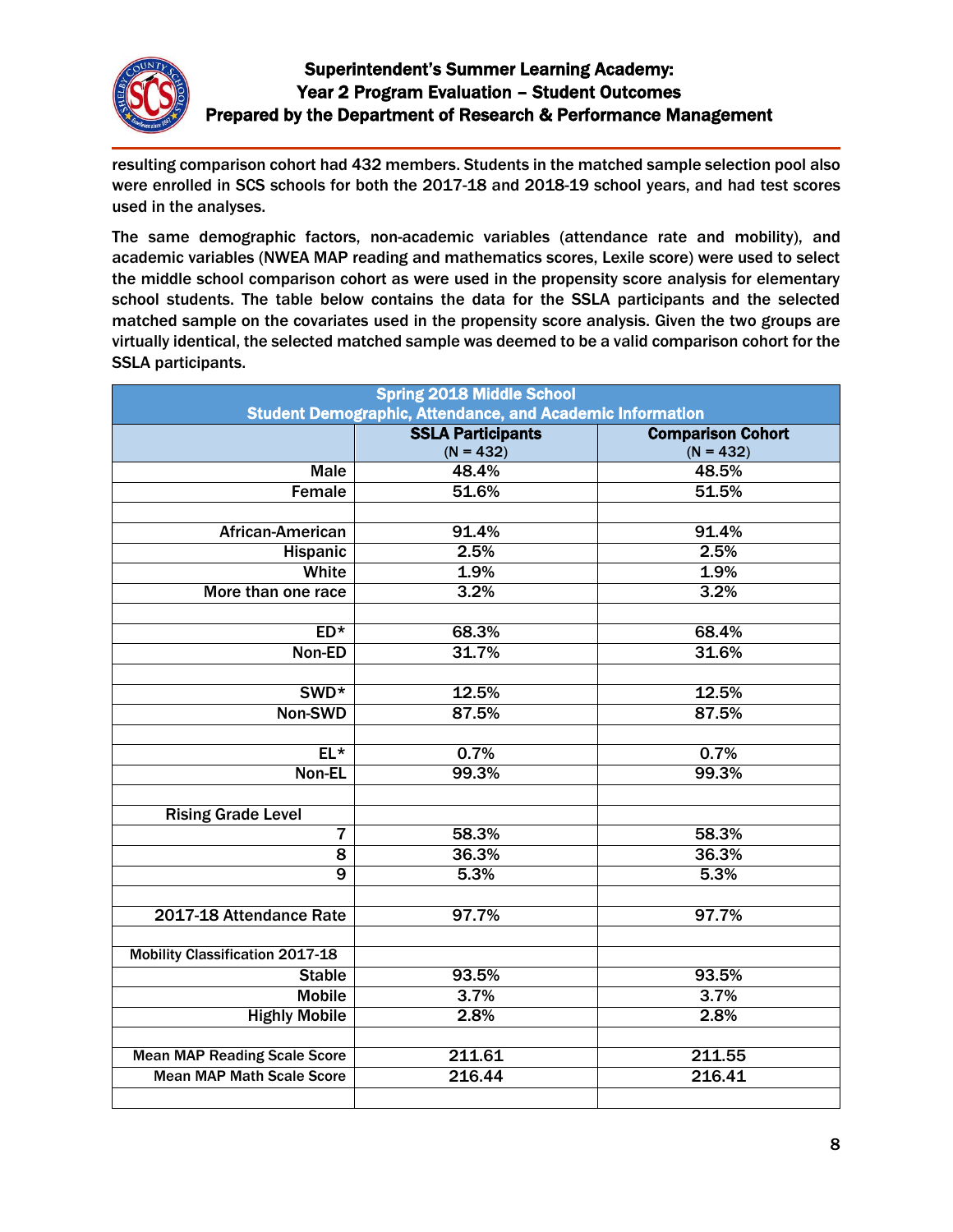resulting comparison cohort had 432 members. Students in the matched sample selection pool also were enrolled in SCS schools for both the 2017-18 and 2018-19 school years, and had test scores used in the analyses.

The same demographic factors, non-academic variables (attendance rate and mobility), and academic variables (NWEA MAP reading and mathematics scores, Lexile score) were used to select the middle school comparison cohort as were used in the propensity score analysis for elementary school students. The table below contains the data for the SSLA participants and the selected matched sample on the covariates used in the propensity score analysis. Given the two groups are virtually identical, the selected matched sample was deemed to be a valid comparison cohort for the SSLA participants.

| Spring 2018 Middle School<br>Student Demographic, Attendance, and Academic Information | | |
|---|---|---|
| | **SSLA Participants**<br>(N = 432) | **Comparison Cohort**<br>(N = 432) |
| Male | 48.4% | 48.5% |
| Female | 51.6% | 51.5% |
| | | |
| African-American | 91.4% | 91.4% |
| Hispanic | 2.5% | 2.5% |
| White | 1.9% | 1.9% |
| More than one race | 3.2% | 3.2% |
| | | |
| ED* | 68.3% | 68.4% |
| Non-ED | 31.7% | 31.6% |
| | | |
| SWD* | 12.5% | 12.5% |
| Non-SWD | 87.5% | 87.5% |
| | | |
| EL* | 0.7% | 0.7% |
| Non-EL | 99.3% | 99.3% |
| | | |
| Rising Grade Level | | |
| 7 | 58.3% | 58.3% |
| 8 | 36.3% | 36.3% |
| 9 | 5.3% | 5.3% |
| | | |
| 2017-18 Attendance Rate | 97.7% | 97.7% |
| | | |
| Mobility Classification 2017-18 | | |
| Stable | 93.5% | 93.5% |
| Mobile | 3.7% | 3.7% |
| Highly Mobile | 2.8% | 2.8% |
| | | |
| Mean MAP Reading Scale Score | 211.61 | 211.55 |
| Mean MAP Math Scale Score | 216.44 | 216.41 |
| | | |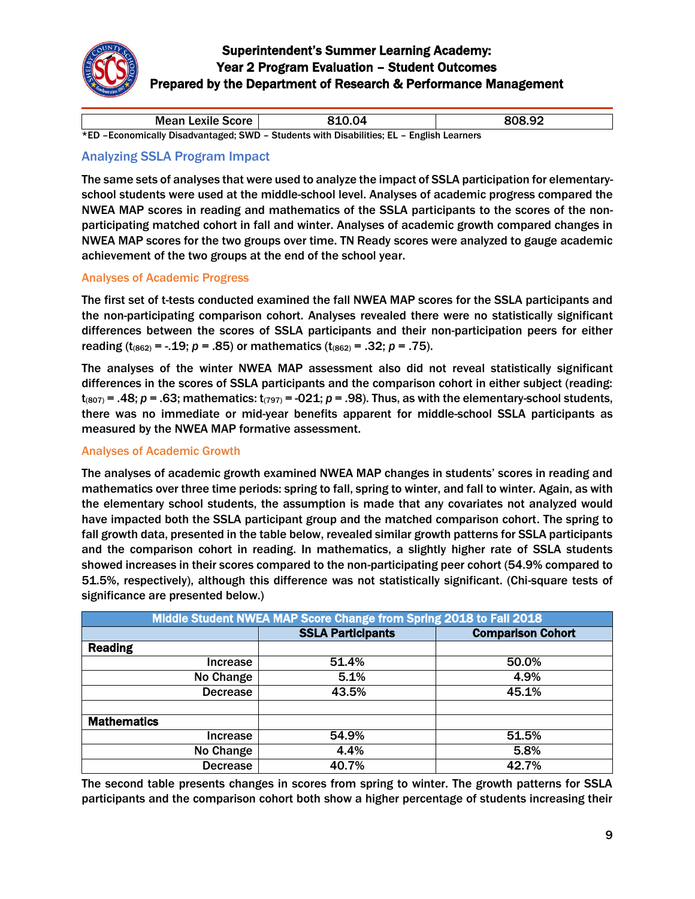| Mean Lexile Score | 810.04 | 808.92 |
|---|---|---|

*ED –Economically Disadvantaged; SWD – Students with Disabilities; EL – English Learners

## Analyzing SSLA Program Impact

The same sets of analyses that were used to analyze the impact of SSLA participation for elementary-school students were used at the middle-school level. Analyses of academic progress compared the NWEA MAP scores in reading and mathematics of the SSLA participants to the scores of the non-participating matched cohort in fall and winter. Analyses of academic growth compared changes in NWEA MAP scores for the two groups over time. TN Ready scores were analyzed to gauge academic achievement of the two groups at the end of the school year.

### Analyses of Academic Progress

The first set of t-tests conducted examined the fall NWEA MAP scores for the SSLA participants and the non-participating comparison cohort. Analyses revealed there were no statistically significant differences between the scores of SSLA participants and their non-participation peers for either reading ($t_{(862)} = -.19$; $p = .85$) or mathematics ($t_{(862)} = .32$; $p = .75$).

The analyses of the winter NWEA MAP assessment also did not reveal statistically significant differences in the scores of SSLA participants and the comparison cohort in either subject (reading: $t_{(807)} = .48$; $p = .63$; mathematics: $t_{(797)} = -021$; $p = .98$). Thus, as with the elementary-school students, there was no immediate or mid-year benefits apparent for middle-school SSLA participants as measured by the NWEA MAP formative assessment.

### Analyses of Academic Growth

The analyses of academic growth examined NWEA MAP changes in students' scores in reading and mathematics over three time periods: spring to fall, spring to winter, and fall to winter. Again, as with the elementary school students, the assumption is made that any covariates not analyzed would have impacted both the SSLA participant group and the matched comparison cohort. The spring to fall growth data, presented in the table below, revealed similar growth patterns for SSLA participants and the comparison cohort in reading. In mathematics, a slightly higher rate of SSLA students showed increases in their scores compared to the non-participating peer cohort (54.9% compared to 51.5%, respectively), although this difference was not statistically significant. (Chi-square tests of significance are presented below.)

| Middle Student NWEA MAP Score Change from Spring 2018 to Fall 2018 | | |
|---|---|---|
| | **SSLA Participants** | **Comparison Cohort** |
| **Reading** | | |
| Increase | 51.4% | 50.0% |
| No Change | 5.1% | 4.9% |
| Decrease | 43.5% | 45.1% |
| | | |
| **Mathematics** | | |
| Increase | 54.9% | 51.5% |
| No Change | 4.4% | 5.8% |
| Decrease | 40.7% | 42.7% |

The second table presents changes in scores from spring to winter. The growth patterns for SSLA participants and the comparison cohort both show a higher percentage of students increasing their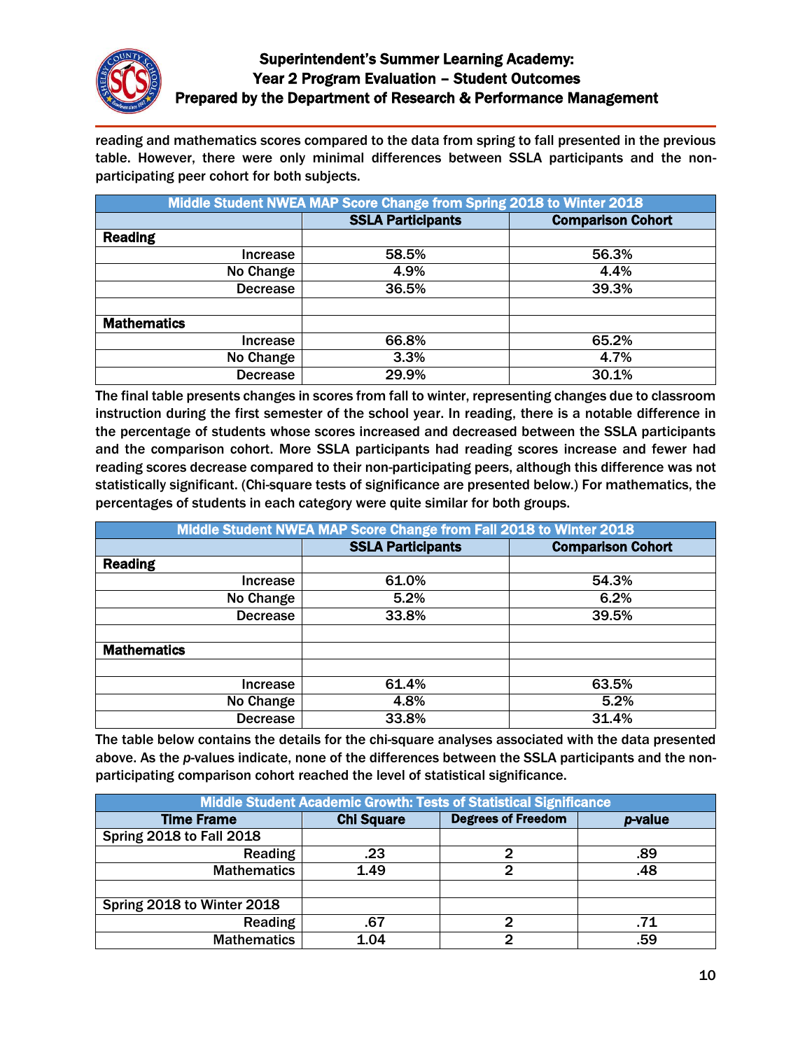reading and mathematics scores compared to the data from spring to fall presented in the previous table. However, there were only minimal differences between SSLA participants and the non-participating peer cohort for both subjects.

| Middle Student NWEA MAP Score Change from Spring 2018 to Winter 2018 | | |
|---|---|---|
| | **SSLA Participants** | **Comparison Cohort** |
| **Reading** | | |
| Increase | 58.5% | 56.3% |
| No Change | 4.9% | 4.4% |
| Decrease | 36.5% | 39.3% |
| | | |
| **Mathematics** | | |
| Increase | 66.8% | 65.2% |
| No Change | 3.3% | 4.7% |
| Decrease | 29.9% | 30.1% |

The final table presents changes in scores from fall to winter, representing changes due to classroom instruction during the first semester of the school year. In reading, there is a notable difference in the percentage of students whose scores increased and decreased between the SSLA participants and the comparison cohort. More SSLA participants had reading scores increase and fewer had reading scores decrease compared to their non-participating peers, although this difference was not statistically significant. (Chi-square tests of significance are presented below.) For mathematics, the percentages of students in each category were quite similar for both groups.

| Middle Student NWEA MAP Score Change from Fall 2018 to Winter 2018 | | |
|---|---|---|
| | **SSLA Participants** | **Comparison Cohort** |
| **Reading** | | |
| Increase | 61.0% | 54.3% |
| No Change | 5.2% | 6.2% |
| Decrease | 33.8% | 39.5% |
| | | |
| **Mathematics** | | |
| | | |
| Increase | 61.4% | 63.5% |
| No Change | 4.8% | 5.2% |
| Decrease | 33.8% | 31.4% |

The table below contains the details for the chi-square analyses associated with the data presented above. As the *p*-values indicate, none of the differences between the SSLA participants and the non-participating comparison cohort reached the level of statistical significance.

| Middle Student Academic Growth: Tests of Statistical Significance | | | |
|---|---|---|---|
| **Time Frame** | **Chi Square** | **Degrees of Freedom** | ***p*-value** |
| Spring 2018 to Fall 2018 | | | |
| Reading | .23 | 2 | .89 |
| Mathematics | 1.49 | 2 | .48 |
| | | | |
| Spring 2018 to Winter 2018 | | | |
| Reading | .67 | 2 | .71 |
| Mathematics | 1.04 | 2 | .59 |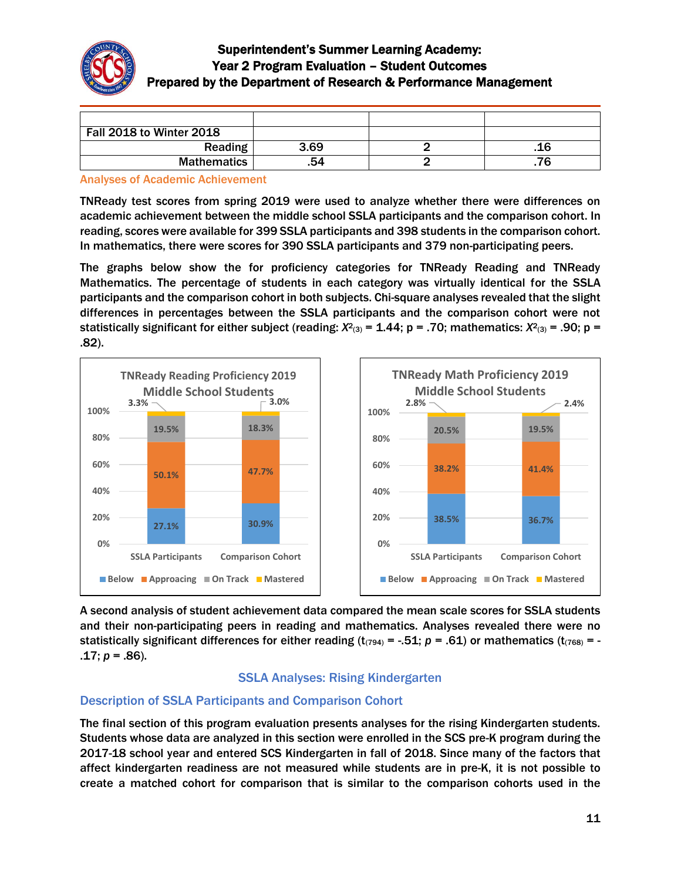| | | | |
|---|---|---|---|
| Fall 2018 to Winter 2018 | | | |
| Reading | 3.69 | 2 | .16 |
| Mathematics | .54 | 2 | .76 |

### Analyses of Academic Achievement

TNReady test scores from spring 2019 were used to analyze whether there were differences on academic achievement between the middle school SSLA participants and the comparison cohort. In reading, scores were available for 399 SSLA participants and 398 students in the comparison cohort. In mathematics, there were scores for 390 SSLA participants and 379 non-participating peers.

The graphs below show the for proficiency categories for TNReady Reading and TNReady Mathematics. The percentage of students in each category was virtually identical for the SSLA participants and the comparison cohort in both subjects. Chi-square analyses revealed that the slight differences in percentages between the SSLA participants and the comparison cohort were not statistically significant for either subject (reading: $X^2_{(3)} = 1.44$; $p = .70$; mathematics: $X^2_{(3)} = .90$; $p = .82$).

**TNReady Reading Proficiency 2019 Middle School Students**

| | Below | Approaching | On Track | Mastered |
|---|---|---|---|---|
| SSLA Participants | 27.1% | 50.1% | 19.5% | 3.3% |
| Comparison Cohort | 30.9% | 47.7% | 18.3% | 3.0% |

**TNReady Math Proficiency 2019 Middle School Students**

| | Below | Approaching | On Track | Mastered |
|---|---|---|---|---|
| SSLA Participants | 38.5% | 38.2% | 20.5% | 2.8% |
| Comparison Cohort | 36.7% | 41.4% | 19.5% | 2.4% |

A second analysis of student achievement data compared the mean scale scores for SSLA students and their non-participating peers in reading and mathematics. Analyses revealed there were no statistically significant differences for either reading ($t_{(794)} = -.51$; $p = .61$) or mathematics ($t_{(768)} = -.17$; $p = .86$).

## SSLA Analyses: Rising Kindergarten

### Description of SSLA Participants and Comparison Cohort

The final section of this program evaluation presents analyses for the rising Kindergarten students. Students whose data are analyzed in this section were enrolled in the SCS pre-K program during the 2017-18 school year and entered SCS Kindergarten in fall of 2018. Since many of the factors that affect kindergarten readiness are not measured while students are in pre-K, it is not possible to create a matched cohort for comparison that is similar to the comparison cohorts used in the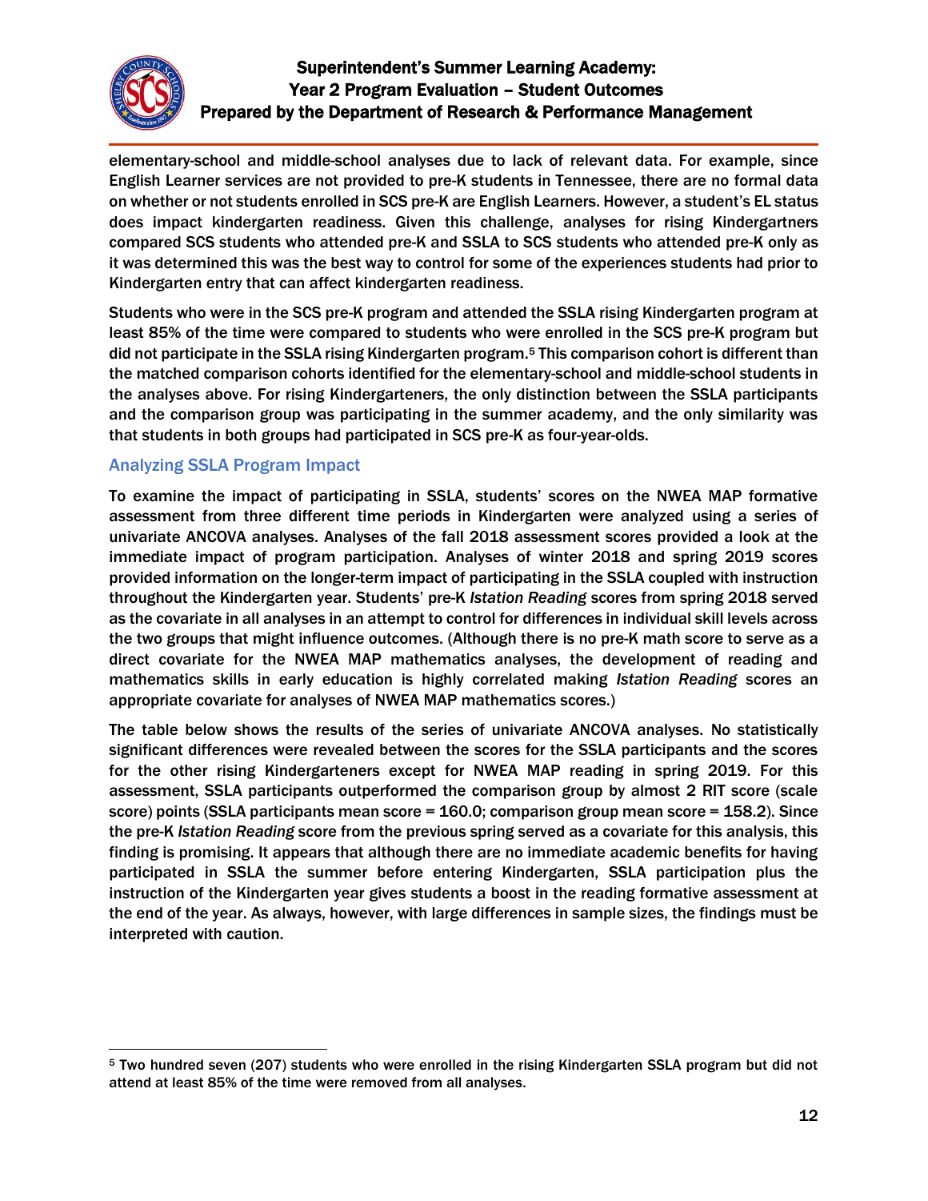elementary-school and middle-school analyses due to lack of relevant data. For example, since English Learner services are not provided to pre-K students in Tennessee, there are no formal data on whether or not students enrolled in SCS pre-K are English Learners. However, a student's EL status does impact kindergarten readiness. Given this challenge, analyses for rising Kindergartners compared SCS students who attended pre-K and SSLA to SCS students who attended pre-K only as it was determined this was the best way to control for some of the experiences students had prior to Kindergarten entry that can affect kindergarten readiness.

Students who were in the SCS pre-K program and attended the SSLA rising Kindergarten program at least 85% of the time were compared to students who were enrolled in the SCS pre-K program but did not participate in the SSLA rising Kindergarten program.[5] This comparison cohort is different than the matched comparison cohorts identified for the elementary-school and middle-school students in the analyses above. For rising Kindergarteners, the only distinction between the SSLA participants and the comparison group was participating in the summer academy, and the only similarity was that students in both groups had participated in SCS pre-K as four-year-olds.

### Analyzing SSLA Program Impact

To examine the impact of participating in SSLA, students' scores on the NWEA MAP formative assessment from three different time periods in Kindergarten were analyzed using a series of univariate ANCOVA analyses. Analyses of the fall 2018 assessment scores provided a look at the immediate impact of program participation. Analyses of winter 2018 and spring 2019 scores provided information on the longer-term impact of participating in the SSLA coupled with instruction throughout the Kindergarten year. Students' pre-K *Istation Reading* scores from spring 2018 served as the covariate in all analyses in an attempt to control for differences in individual skill levels across the two groups that might influence outcomes. (Although there is no pre-K math score to serve as a direct covariate for the NWEA MAP mathematics analyses, the development of reading and mathematics skills in early education is highly correlated making *Istation Reading* scores an appropriate covariate for analyses of NWEA MAP mathematics scores.)

The table below shows the results of the series of univariate ANCOVA analyses. No statistically significant differences were revealed between the scores for the SSLA participants and the scores for the other rising Kindergarteners except for NWEA MAP reading in spring 2019. For this assessment, SSLA participants outperformed the comparison group by almost 2 RIT score (scale score) points (SSLA participants mean score = 160.0; comparison group mean score = 158.2). Since the pre-K *Istation Reading* score from the previous spring served as a covariate for this analysis, this finding is promising. It appears that although there are no immediate academic benefits for having participated in SSLA the summer before entering Kindergarten, SSLA participation plus the instruction of the Kindergarten year gives students a boost in the reading formative assessment at the end of the year. As always, however, with large differences in sample sizes, the findings must be interpreted with caution.

---

[5] Two hundred seven (207) students who were enrolled in the rising Kindergarten SSLA program but did not attend at least 85% of the time were removed from all analyses.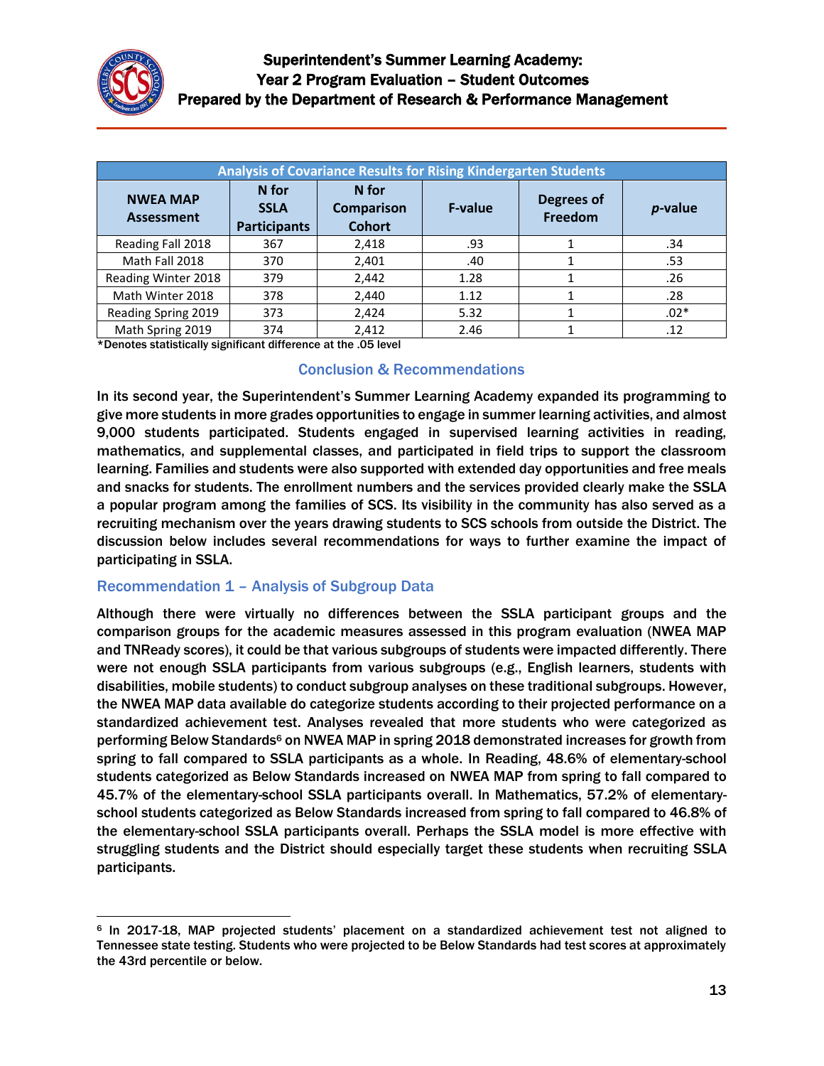| Analysis of Covariance Results for Rising Kindergarten Students | | | | | |
|---|---|---|---|---|---|
| NWEA MAP Assessment | N for SSLA Participants | N for Comparison Cohort | F-value | Degrees of Freedom | *p*-value |
| Reading Fall 2018 | 367 | 2,418 | .93 | 1 | .34 |
| Math Fall 2018 | 370 | 2,401 | .40 | 1 | .53 |
| Reading Winter 2018 | 379 | 2,442 | 1.28 | 1 | .26 |
| Math Winter 2018 | 378 | 2,440 | 1.12 | 1 | .28 |
| Reading Spring 2019 | 373 | 2,424 | 5.32 | 1 | .02* |
| Math Spring 2019 | 374 | 2,412 | 2.46 | 1 | .12 |

*Denotes statistically significant difference at the .05 level

## Conclusion & Recommendations

In its second year, the Superintendent's Summer Learning Academy expanded its programming to give more students in more grades opportunities to engage in summer learning activities, and almost 9,000 students participated. Students engaged in supervised learning activities in reading, mathematics, and supplemental classes, and participated in field trips to support the classroom learning. Families and students were also supported with extended day opportunities and free meals and snacks for students. The enrollment numbers and the services provided clearly make the SSLA a popular program among the families of SCS. Its visibility in the community has also served as a recruiting mechanism over the years drawing students to SCS schools from outside the District. The discussion below includes several recommendations for ways to further examine the impact of participating in SSLA.

### Recommendation 1 – Analysis of Subgroup Data

Although there were virtually no differences between the SSLA participant groups and the comparison groups for the academic measures assessed in this program evaluation (NWEA MAP and TNReady scores), it could be that various subgroups of students were impacted differently. There were not enough SSLA participants from various subgroups (e.g., English learners, students with disabilities, mobile students) to conduct subgroup analyses on these traditional subgroups. However, the NWEA MAP data available do categorize students according to their projected performance on a standardized achievement test. Analyses revealed that more students who were categorized as performing Below Standards[6] on NWEA MAP in spring 2018 demonstrated increases for growth from spring to fall compared to SSLA participants as a whole. In Reading, 48.6% of elementary-school students categorized as Below Standards increased on NWEA MAP from spring to fall compared to 45.7% of the elementary-school SSLA participants overall. In Mathematics, 57.2% of elementary-school students categorized as Below Standards increased from spring to fall compared to 46.8% of the elementary-school SSLA participants overall. Perhaps the SSLA model is more effective with struggling students and the District should especially target these students when recruiting SSLA participants.

[6] In 2017-18, MAP projected students' placement on a standardized achievement test not aligned to Tennessee state testing. Students who were projected to be Below Standards had test scores at approximately the 43rd percentile or below.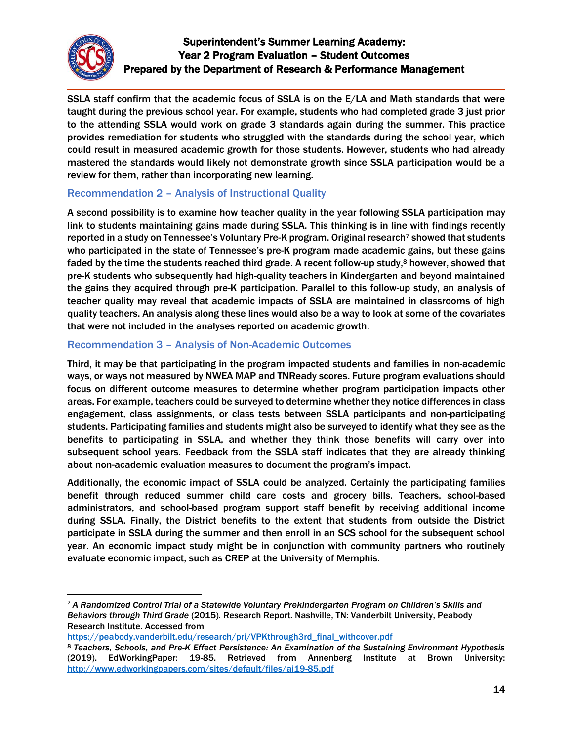SSLA staff confirm that the academic focus of SSLA is on the E/LA and Math standards that were taught during the previous school year. For example, students who had completed grade 3 just prior to the attending SSLA would work on grade 3 standards again during the summer. This practice provides remediation for students who struggled with the standards during the school year, which could result in measured academic growth for those students. However, students who had already mastered the standards would likely not demonstrate growth since SSLA participation would be a review for them, rather than incorporating new learning.

### Recommendation 2 – Analysis of Instructional Quality

A second possibility is to examine how teacher quality in the year following SSLA participation may link to students maintaining gains made during SSLA. This thinking is in line with findings recently reported in a study on Tennessee's Voluntary Pre-K program. Original research[7] showed that students who participated in the state of Tennessee's pre-K program made academic gains, but these gains faded by the time the students reached third grade. A recent follow-up study,[8] however, showed that pre-K students who subsequently had high-quality teachers in Kindergarten and beyond maintained the gains they acquired through pre-K participation. Parallel to this follow-up study, an analysis of teacher quality may reveal that academic impacts of SSLA are maintained in classrooms of high quality teachers. An analysis along these lines would also be a way to look at some of the covariates that were not included in the analyses reported on academic growth.

### Recommendation 3 – Analysis of Non-Academic Outcomes

Third, it may be that participating in the program impacted students and families in non-academic ways, or ways not measured by NWEA MAP and TNReady scores. Future program evaluations should focus on different outcome measures to determine whether program participation impacts other areas. For example, teachers could be surveyed to determine whether they notice differences in class engagement, class assignments, or class tests between SSLA participants and non-participating students. Participating families and students might also be surveyed to identify what they see as the benefits to participating in SSLA, and whether they think those benefits will carry over into subsequent school years. Feedback from the SSLA staff indicates that they are already thinking about non-academic evaluation measures to document the program's impact.

Additionally, the economic impact of SSLA could be analyzed. Certainly the participating families benefit through reduced summer child care costs and grocery bills. Teachers, school-based administrators, and school-based program support staff benefit by receiving additional income during SSLA. Finally, the District benefits to the extent that students from outside the District participate in SSLA during the summer and then enroll in an SCS school for the subsequent school year. An economic impact study might be in conjunction with community partners who routinely evaluate economic impact, such as CREP at the University of Memphis.

---

[7] *A Randomized Control Trial of a Statewide Voluntary Prekindergarten Program on Children's Skills and Behaviors through Third Grade* (2015). Research Report. Nashville, TN: Vanderbilt University, Peabody Research Institute. Accessed from https://peabody.vanderbilt.edu/research/pri/VPKthrough3rd_final_withcover.pdf

[8] *Teachers, Schools, and Pre-K Effect Persistence: An Examination of the Sustaining Environment Hypothesis* (2019). EdWorkingPaper: 19-85. Retrieved from Annenberg Institute at Brown University: http://www.edworkingpapers.com/sites/default/files/ai19-85.pdf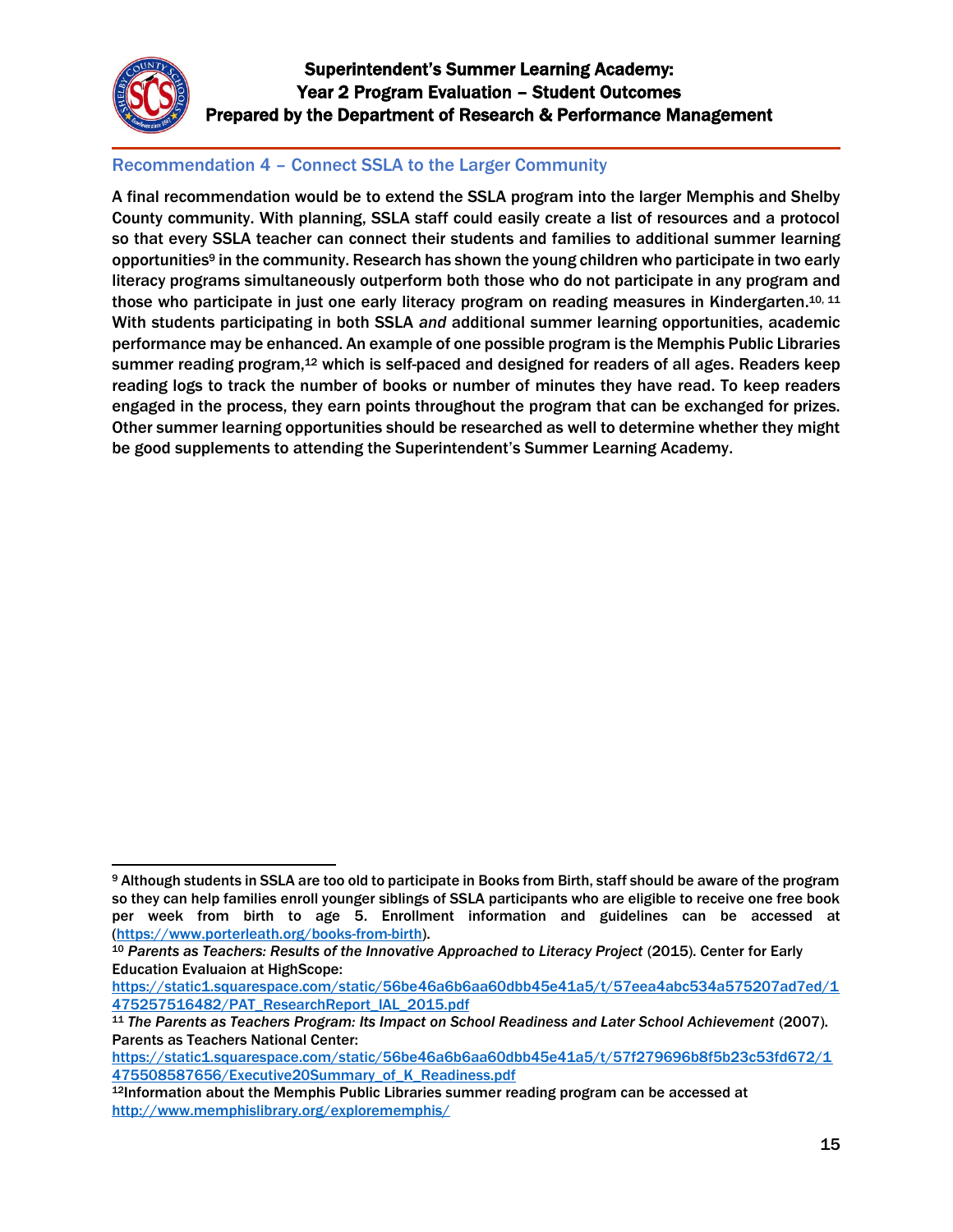### Recommendation 4 – Connect SSLA to the Larger Community

A final recommendation would be to extend the SSLA program into the larger Memphis and Shelby County community. With planning, SSLA staff could easily create a list of resources and a protocol so that every SSLA teacher can connect their students and families to additional summer learning opportunities[9] in the community. Research has shown the young children who participate in two early literacy programs simultaneously outperform both those who do not participate in any program and those who participate in just one early literacy program on reading measures in Kindergarten.[10, 11] With students participating in both SSLA *and* additional summer learning opportunities, academic performance may be enhanced. An example of one possible program is the Memphis Public Libraries summer reading program,[12] which is self-paced and designed for readers of all ages. Readers keep reading logs to track the number of books or number of minutes they have read. To keep readers engaged in the process, they earn points throughout the program that can be exchanged for prizes. Other summer learning opportunities should be researched as well to determine whether they might be good supplements to attending the Superintendent's Summer Learning Academy.

---

[9] Although students in SSLA are too old to participate in Books from Birth, staff should be aware of the program so they can help families enroll younger siblings of SSLA participants who are eligible to receive one free book per week from birth to age 5. Enrollment information and guidelines can be accessed at (https://www.porterleath.org/books-from-birth).

[10] *Parents as Teachers: Results of the Innovative Approached to Literacy Project* (2015). Center for Early Education Evaluaion at HighScope: https://static1.squarespace.com/static/56be46a6b6aa60dbb45e41a5/t/57eea4abc534a575207ad7ed/1475257516482/PAT_ResearchReport_IAL_2015.pdf

[11] *The Parents as Teachers Program: Its Impact on School Readiness and Later School Achievement* (2007). Parents as Teachers National Center: https://static1.squarespace.com/static/56be46a6b6aa60dbb45e41a5/t/57f279696b8f5b23c53fd672/1475508587656/Executive20Summary_of_K_Readiness.pdf

[12] Information about the Memphis Public Libraries summer reading program can be accessed at http://www.memphislibrary.org/explorememphis/